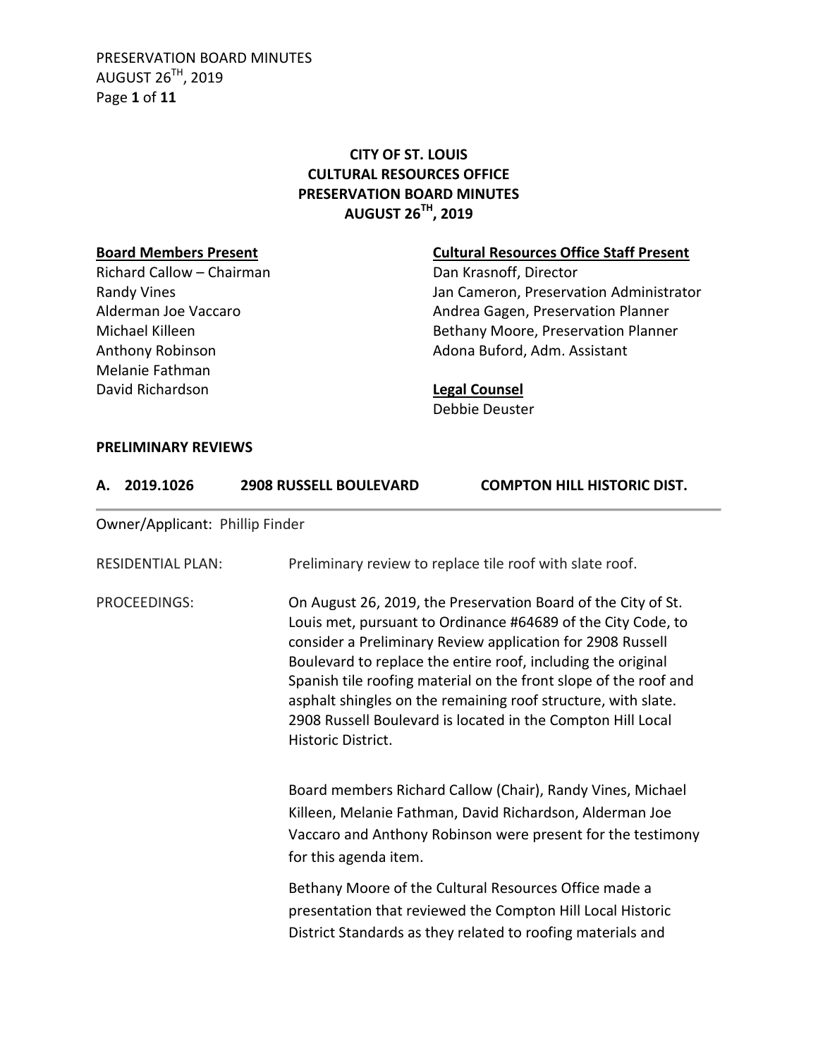# CITY OF ST. LOUIS
# CULTURAL RESOURCES OFFICE
# PRESERVATION BOARD MINUTES
# AUGUST 26[TH], 2019

**Board Members Present**

Richard Callow – Chairman
Randy Vines
Alderman Joe Vaccaro
Michael Killeen
Anthony Robinson
Melanie Fathman
David Richardson

**Cultural Resources Office Staff Present**

Dan Krasnoff, Director
Jan Cameron, Preservation Administrator
Andrea Gagen, Preservation Planner
Bethany Moore, Preservation Planner
Adona Buford, Adm. Assistant

**Legal Counsel**

Debbie Deuster

## PRELIMINARY REVIEWS

### A. 2019.1026 2908 RUSSELL BOULEVARD COMPTON HILL HISTORIC DIST.

Owner/Applicant: Phillip Finder

RESIDENTIAL PLAN: Preliminary review to replace tile roof with slate roof.

PROCEEDINGS: On August 26, 2019, the Preservation Board of the City of St. Louis met, pursuant to Ordinance #64689 of the City Code, to consider a Preliminary Review application for 2908 Russell Boulevard to replace the entire roof, including the original Spanish tile roofing material on the front slope of the roof and asphalt shingles on the remaining roof structure, with slate. 2908 Russell Boulevard is located in the Compton Hill Local Historic District.

Board members Richard Callow (Chair), Randy Vines, Michael Killeen, Melanie Fathman, David Richardson, Alderman Joe Vaccaro and Anthony Robinson were present for the testimony for this agenda item.

Bethany Moore of the Cultural Resources Office made a presentation that reviewed the Compton Hill Local Historic District Standards as they related to roofing materials and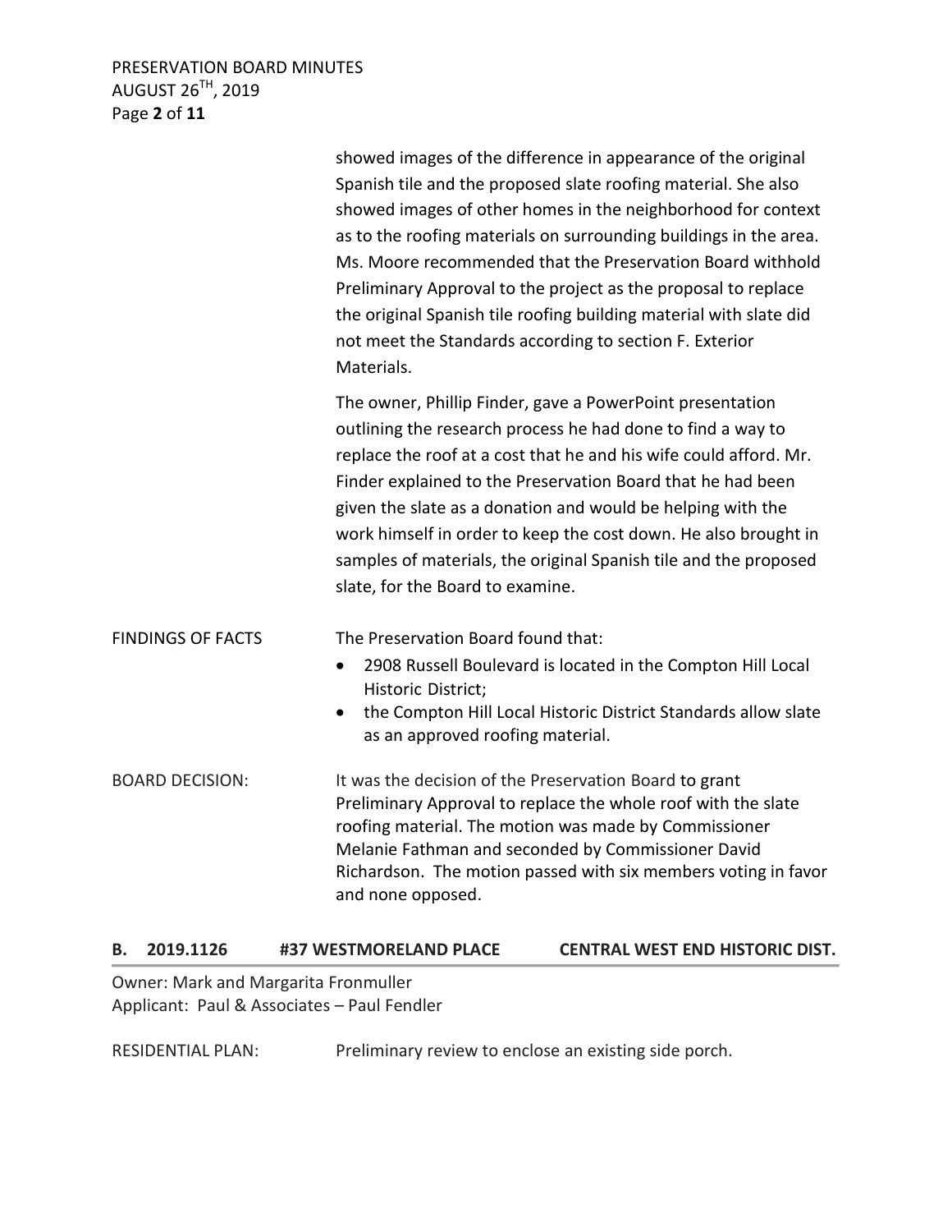showed images of the difference in appearance of the original Spanish tile and the proposed slate roofing material. She also showed images of other homes in the neighborhood for context as to the roofing materials on surrounding buildings in the area. Ms. Moore recommended that the Preservation Board withhold Preliminary Approval to the project as the proposal to replace the original Spanish tile roofing building material with slate did not meet the Standards according to section F. Exterior Materials.

The owner, Phillip Finder, gave a PowerPoint presentation outlining the research process he had done to find a way to replace the roof at a cost that he and his wife could afford. Mr. Finder explained to the Preservation Board that he had been given the slate as a donation and would be helping with the work himself in order to keep the cost down. He also brought in samples of materials, the original Spanish tile and the proposed slate, for the Board to examine.

FINDINGS OF FACTS

The Preservation Board found that:

- 2908 Russell Boulevard is located in the Compton Hill Local Historic District;
- the Compton Hill Local Historic District Standards allow slate as an approved roofing material.

BOARD DECISION:

It was the decision of the Preservation Board to grant Preliminary Approval to replace the whole roof with the slate roofing material. The motion was made by Commissioner Melanie Fathman and seconded by Commissioner David Richardson. The motion passed with six members voting in favor and none opposed.

## B. 2019.1126 #37 WESTMORELAND PLACE CENTRAL WEST END HISTORIC DIST.

Owner: Mark and Margarita Fronmuller
Applicant: Paul & Associates – Paul Fendler

RESIDENTIAL PLAN: Preliminary review to enclose an existing side porch.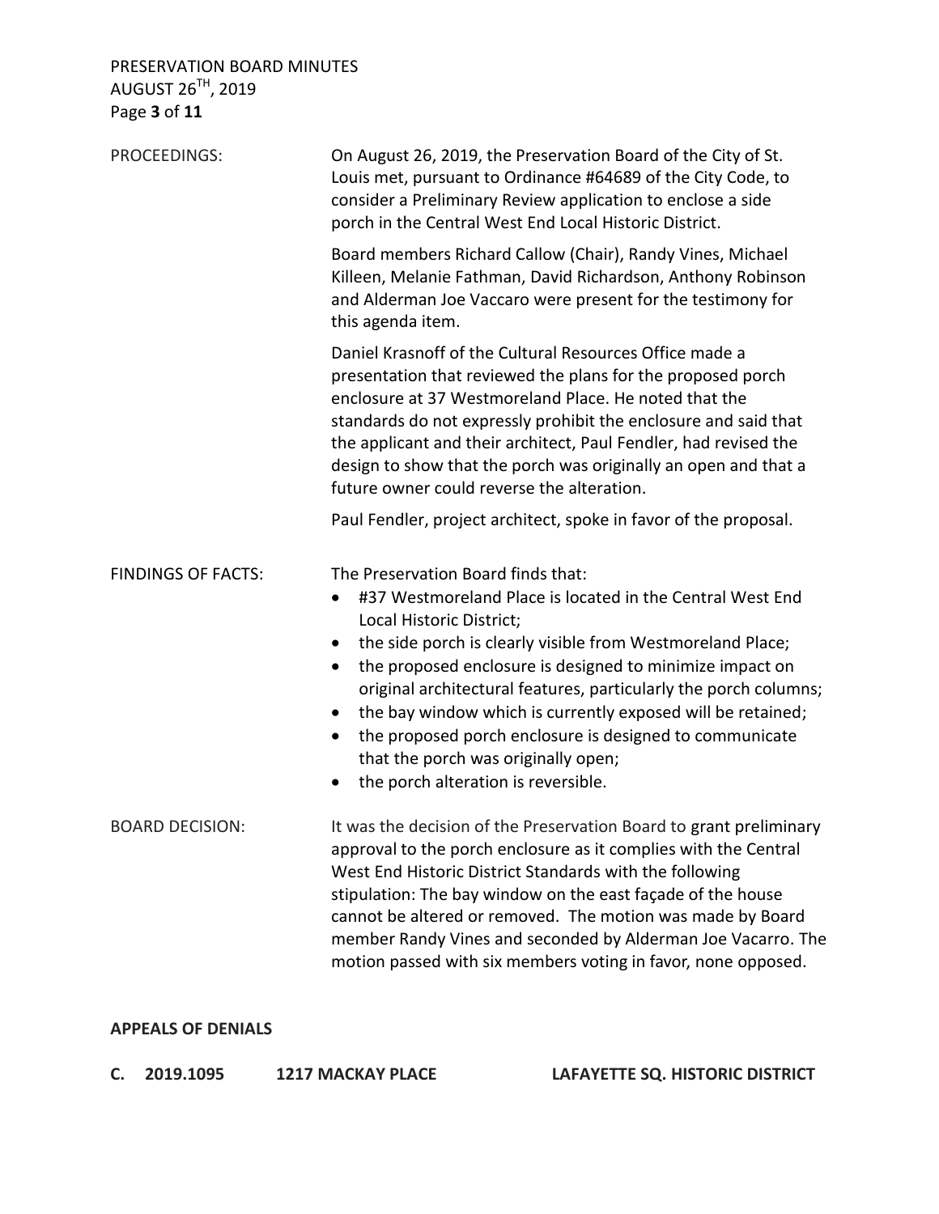PROCEEDINGS: On August 26, 2019, the Preservation Board of the City of St. Louis met, pursuant to Ordinance #64689 of the City Code, to consider a Preliminary Review application to enclose a side porch in the Central West End Local Historic District.

Board members Richard Callow (Chair), Randy Vines, Michael Killeen, Melanie Fathman, David Richardson, Anthony Robinson and Alderman Joe Vaccaro were present for the testimony for this agenda item.

Daniel Krasnoff of the Cultural Resources Office made a presentation that reviewed the plans for the proposed porch enclosure at 37 Westmoreland Place. He noted that the standards do not expressly prohibit the enclosure and said that the applicant and their architect, Paul Fendler, had revised the design to show that the porch was originally an open and that a future owner could reverse the alteration.

Paul Fendler, project architect, spoke in favor of the proposal.

FINDINGS OF FACTS: The Preservation Board finds that:

- #37 Westmoreland Place is located in the Central West End Local Historic District;
- the side porch is clearly visible from Westmoreland Place;
- the proposed enclosure is designed to minimize impact on original architectural features, particularly the porch columns;
- the bay window which is currently exposed will be retained;
- the proposed porch enclosure is designed to communicate that the porch was originally open;
- the porch alteration is reversible.

BOARD DECISION: It was the decision of the Preservation Board to grant preliminary approval to the porch enclosure as it complies with the Central West End Historic District Standards with the following stipulation: The bay window on the east façade of the house cannot be altered or removed. The motion was made by Board member Randy Vines and seconded by Alderman Joe Vacarro. The motion passed with six members voting in favor, none opposed.

**APPEALS OF DENIALS**

**C. 2019.1095 1217 MACKAY PLACE LAFAYETTE SQ. HISTORIC DISTRICT**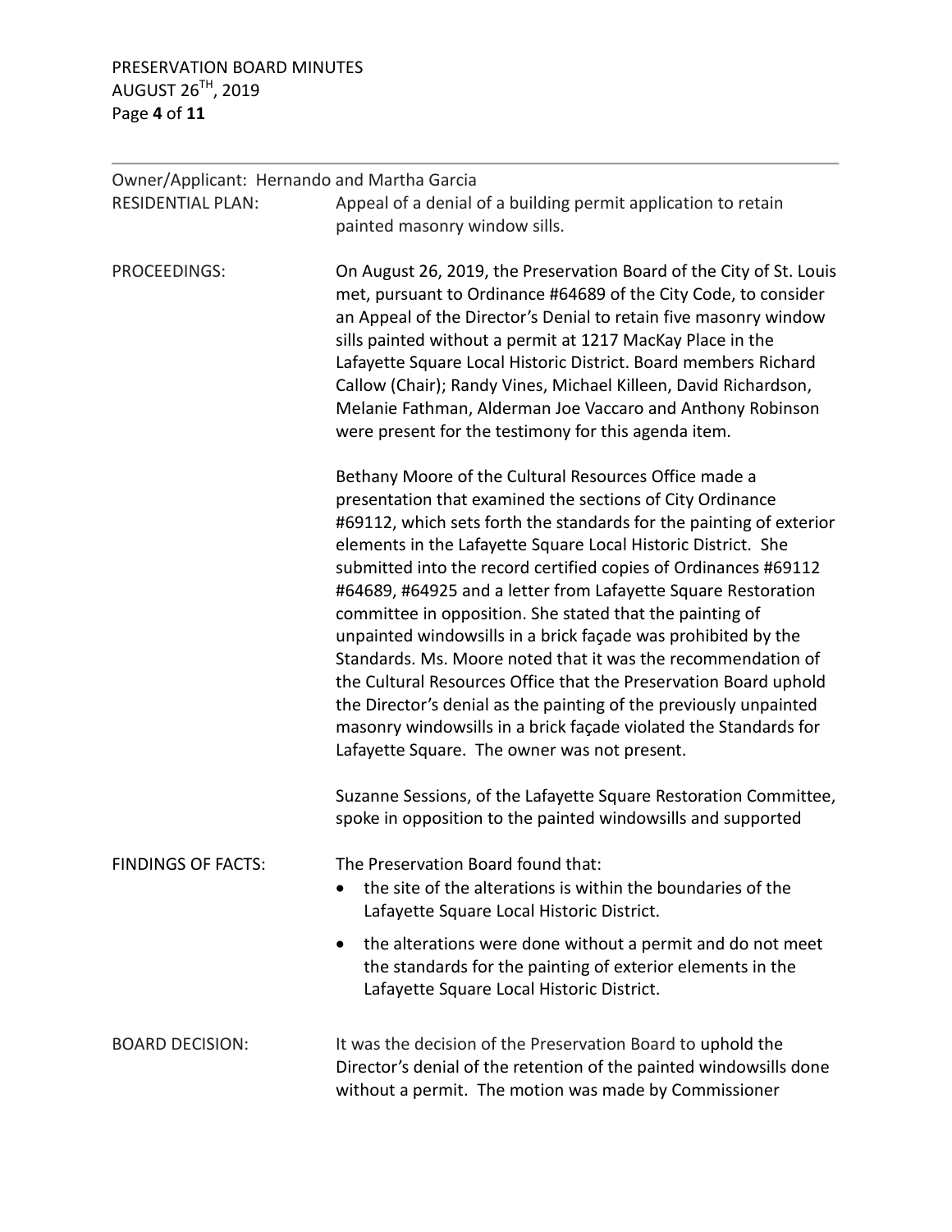Owner/Applicant: Hernando and Martha Garcia

RESIDENTIAL PLAN: Appeal of a denial of a building permit application to retain painted masonry window sills.

PROCEEDINGS: On August 26, 2019, the Preservation Board of the City of St. Louis met, pursuant to Ordinance #64689 of the City Code, to consider an Appeal of the Director's Denial to retain five masonry window sills painted without a permit at 1217 MacKay Place in the Lafayette Square Local Historic District. Board members Richard Callow (Chair); Randy Vines, Michael Killeen, David Richardson, Melanie Fathman, Alderman Joe Vaccaro and Anthony Robinson were present for the testimony for this agenda item.

Bethany Moore of the Cultural Resources Office made a presentation that examined the sections of City Ordinance #69112, which sets forth the standards for the painting of exterior elements in the Lafayette Square Local Historic District. She submitted into the record certified copies of Ordinances #69112 #64689, #64925 and a letter from Lafayette Square Restoration committee in opposition. She stated that the painting of unpainted windowsills in a brick façade was prohibited by the Standards. Ms. Moore noted that it was the recommendation of the Cultural Resources Office that the Preservation Board uphold the Director's denial as the painting of the previously unpainted masonry windowsills in a brick façade violated the Standards for Lafayette Square. The owner was not present.

Suzanne Sessions, of the Lafayette Square Restoration Committee, spoke in opposition to the painted windowsills and supported

FINDINGS OF FACTS: The Preservation Board found that:

- the site of the alterations is within the boundaries of the Lafayette Square Local Historic District.
- the alterations were done without a permit and do not meet the standards for the painting of exterior elements in the Lafayette Square Local Historic District.

BOARD DECISION: It was the decision of the Preservation Board to uphold the Director's denial of the retention of the painted windowsills done without a permit. The motion was made by Commissioner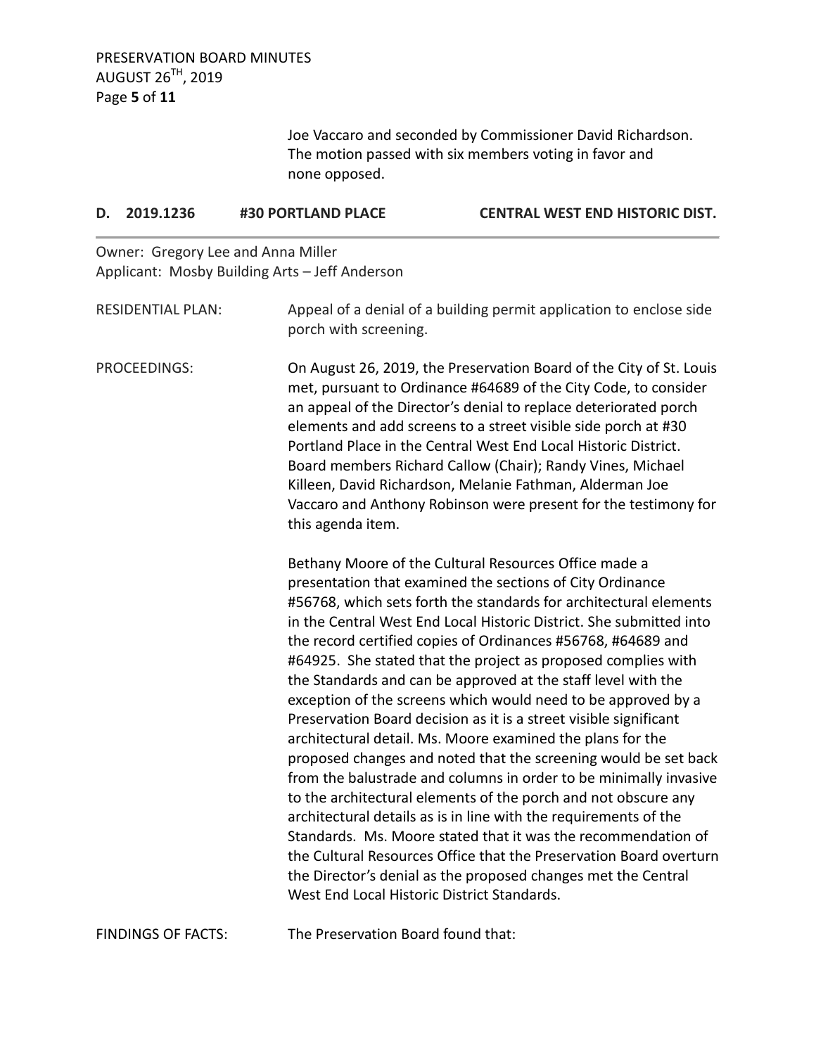Joe Vaccaro and seconded by Commissioner David Richardson. The motion passed with six members voting in favor and none opposed.

### D. 2019.1236 #30 PORTLAND PLACE CENTRAL WEST END HISTORIC DIST.

Owner: Gregory Lee and Anna Miller
Applicant: Mosby Building Arts – Jeff Anderson

RESIDENTIAL PLAN: Appeal of a denial of a building permit application to enclose side porch with screening.

PROCEEDINGS: On August 26, 2019, the Preservation Board of the City of St. Louis met, pursuant to Ordinance #64689 of the City Code, to consider an appeal of the Director's denial to replace deteriorated porch elements and add screens to a street visible side porch at #30 Portland Place in the Central West End Local Historic District. Board members Richard Callow (Chair); Randy Vines, Michael Killeen, David Richardson, Melanie Fathman, Alderman Joe Vaccaro and Anthony Robinson were present for the testimony for this agenda item.

Bethany Moore of the Cultural Resources Office made a presentation that examined the sections of City Ordinance #56768, which sets forth the standards for architectural elements in the Central West End Local Historic District. She submitted into the record certified copies of Ordinances #56768, #64689 and #64925. She stated that the project as proposed complies with the Standards and can be approved at the staff level with the exception of the screens which would need to be approved by a Preservation Board decision as it is a street visible significant architectural detail. Ms. Moore examined the plans for the proposed changes and noted that the screening would be set back from the balustrade and columns in order to be minimally invasive to the architectural elements of the porch and not obscure any architectural details as is in line with the requirements of the Standards. Ms. Moore stated that it was the recommendation of the Cultural Resources Office that the Preservation Board overturn the Director's denial as the proposed changes met the Central West End Local Historic District Standards.

FINDINGS OF FACTS: The Preservation Board found that: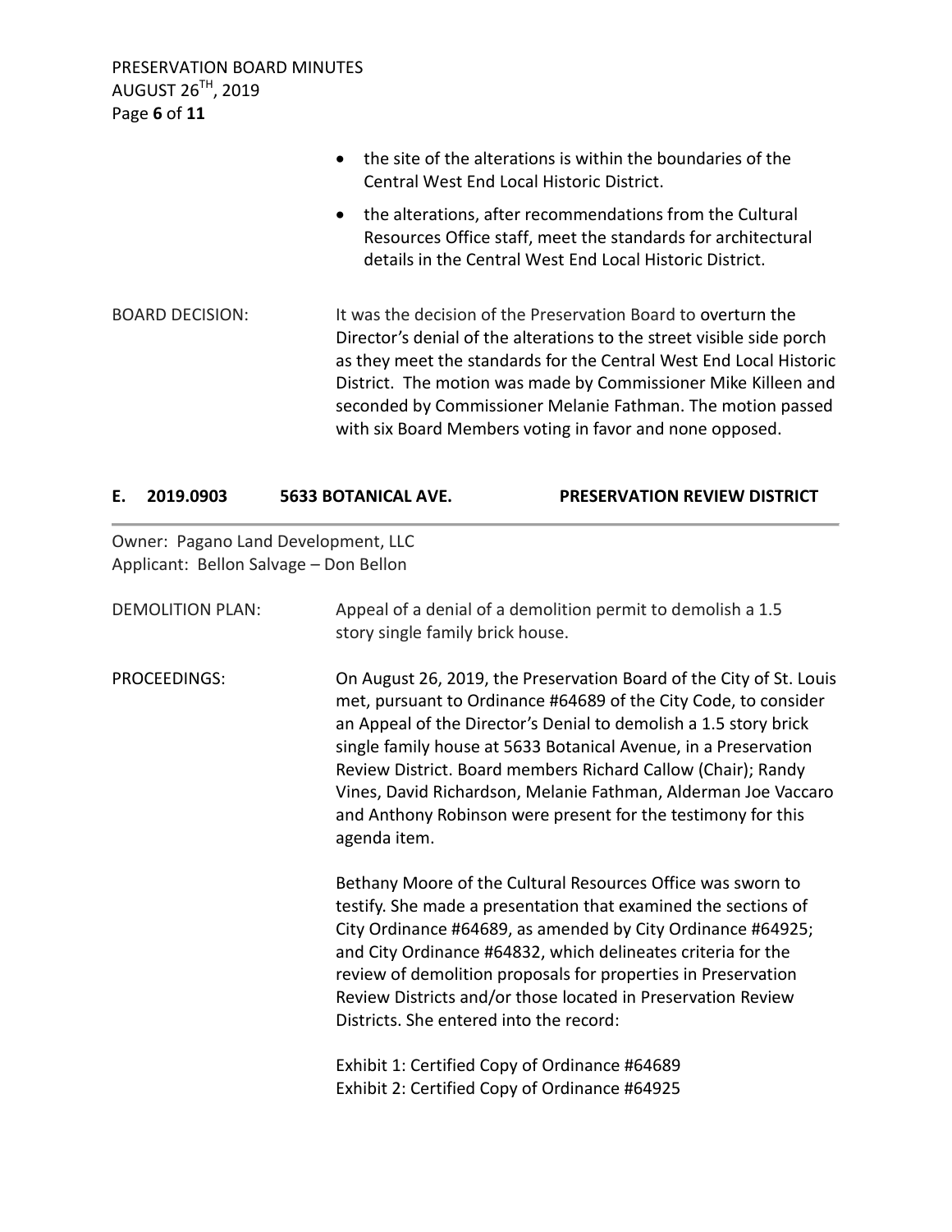- the site of the alterations is within the boundaries of the Central West End Local Historic District.
- the alterations, after recommendations from the Cultural Resources Office staff, meet the standards for architectural details in the Central West End Local Historic District.

BOARD DECISION: It was the decision of the Preservation Board to overturn the Director's denial of the alterations to the street visible side porch as they meet the standards for the Central West End Local Historic District. The motion was made by Commissioner Mike Killeen and seconded by Commissioner Melanie Fathman. The motion passed with six Board Members voting in favor and none opposed.

## E. 2019.0903 5633 BOTANICAL AVE. PRESERVATION REVIEW DISTRICT

Owner: Pagano Land Development, LLC
Applicant: Bellon Salvage – Don Bellon

DEMOLITION PLAN: Appeal of a denial of a demolition permit to demolish a 1.5 story single family brick house.

PROCEEDINGS: On August 26, 2019, the Preservation Board of the City of St. Louis met, pursuant to Ordinance #64689 of the City Code, to consider an Appeal of the Director's Denial to demolish a 1.5 story brick single family house at 5633 Botanical Avenue, in a Preservation Review District. Board members Richard Callow (Chair); Randy Vines, David Richardson, Melanie Fathman, Alderman Joe Vaccaro and Anthony Robinson were present for the testimony for this agenda item.

Bethany Moore of the Cultural Resources Office was sworn to testify. She made a presentation that examined the sections of City Ordinance #64689, as amended by City Ordinance #64925; and City Ordinance #64832, which delineates criteria for the review of demolition proposals for properties in Preservation Review Districts and/or those located in Preservation Review Districts. She entered into the record:

Exhibit 1: Certified Copy of Ordinance #64689
Exhibit 2: Certified Copy of Ordinance #64925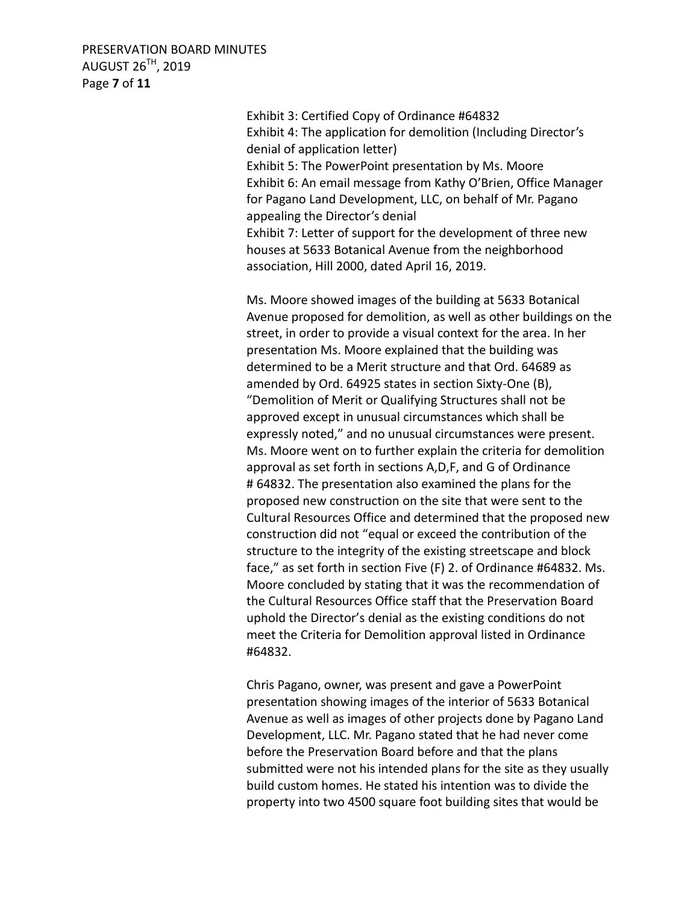Exhibit 3: Certified Copy of Ordinance #64832
Exhibit 4: The application for demolition (Including Director's denial of application letter)
Exhibit 5: The PowerPoint presentation by Ms. Moore
Exhibit 6: An email message from Kathy O'Brien, Office Manager for Pagano Land Development, LLC, on behalf of Mr. Pagano appealing the Director's denial
Exhibit 7: Letter of support for the development of three new houses at 5633 Botanical Avenue from the neighborhood association, Hill 2000, dated April 16, 2019.

Ms. Moore showed images of the building at 5633 Botanical Avenue proposed for demolition, as well as other buildings on the street, in order to provide a visual context for the area. In her presentation Ms. Moore explained that the building was determined to be a Merit structure and that Ord. 64689 as amended by Ord. 64925 states in section Sixty-One (B), "Demolition of Merit or Qualifying Structures shall not be approved except in unusual circumstances which shall be expressly noted," and no unusual circumstances were present. Ms. Moore went on to further explain the criteria for demolition approval as set forth in sections A,D,F, and G of Ordinance # 64832. The presentation also examined the plans for the proposed new construction on the site that were sent to the Cultural Resources Office and determined that the proposed new construction did not "equal or exceed the contribution of the structure to the integrity of the existing streetscape and block face," as set forth in section Five (F) 2. of Ordinance #64832. Ms. Moore concluded by stating that it was the recommendation of the Cultural Resources Office staff that the Preservation Board uphold the Director's denial as the existing conditions do not meet the Criteria for Demolition approval listed in Ordinance #64832.

Chris Pagano, owner, was present and gave a PowerPoint presentation showing images of the interior of 5633 Botanical Avenue as well as images of other projects done by Pagano Land Development, LLC. Mr. Pagano stated that he had never come before the Preservation Board before and that the plans submitted were not his intended plans for the site as they usually build custom homes. He stated his intention was to divide the property into two 4500 square foot building sites that would be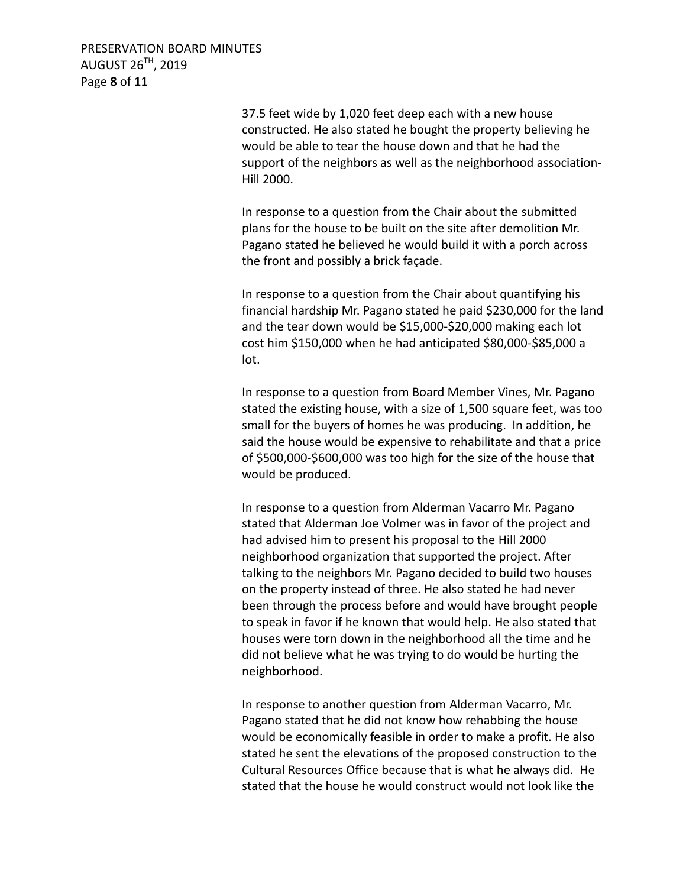37.5 feet wide by 1,020 feet deep each with a new house constructed. He also stated he bought the property believing he would be able to tear the house down and that he had the support of the neighbors as well as the neighborhood association-Hill 2000.

In response to a question from the Chair about the submitted plans for the house to be built on the site after demolition Mr. Pagano stated he believed he would build it with a porch across the front and possibly a brick façade.

In response to a question from the Chair about quantifying his financial hardship Mr. Pagano stated he paid $230,000 for the land and the tear down would be $15,000-$20,000 making each lot cost him $150,000 when he had anticipated $80,000-$85,000 a lot.

In response to a question from Board Member Vines, Mr. Pagano stated the existing house, with a size of 1,500 square feet, was too small for the buyers of homes he was producing. In addition, he said the house would be expensive to rehabilitate and that a price of $500,000-$600,000 was too high for the size of the house that would be produced.

In response to a question from Alderman Vacarro Mr. Pagano stated that Alderman Joe Volmer was in favor of the project and had advised him to present his proposal to the Hill 2000 neighborhood organization that supported the project. After talking to the neighbors Mr. Pagano decided to build two houses on the property instead of three. He also stated he had never been through the process before and would have brought people to speak in favor if he known that would help. He also stated that houses were torn down in the neighborhood all the time and he did not believe what he was trying to do would be hurting the neighborhood.

In response to another question from Alderman Vacarro, Mr. Pagano stated that he did not know how rehabbing the house would be economically feasible in order to make a profit. He also stated he sent the elevations of the proposed construction to the Cultural Resources Office because that is what he always did. He stated that the house he would construct would not look like the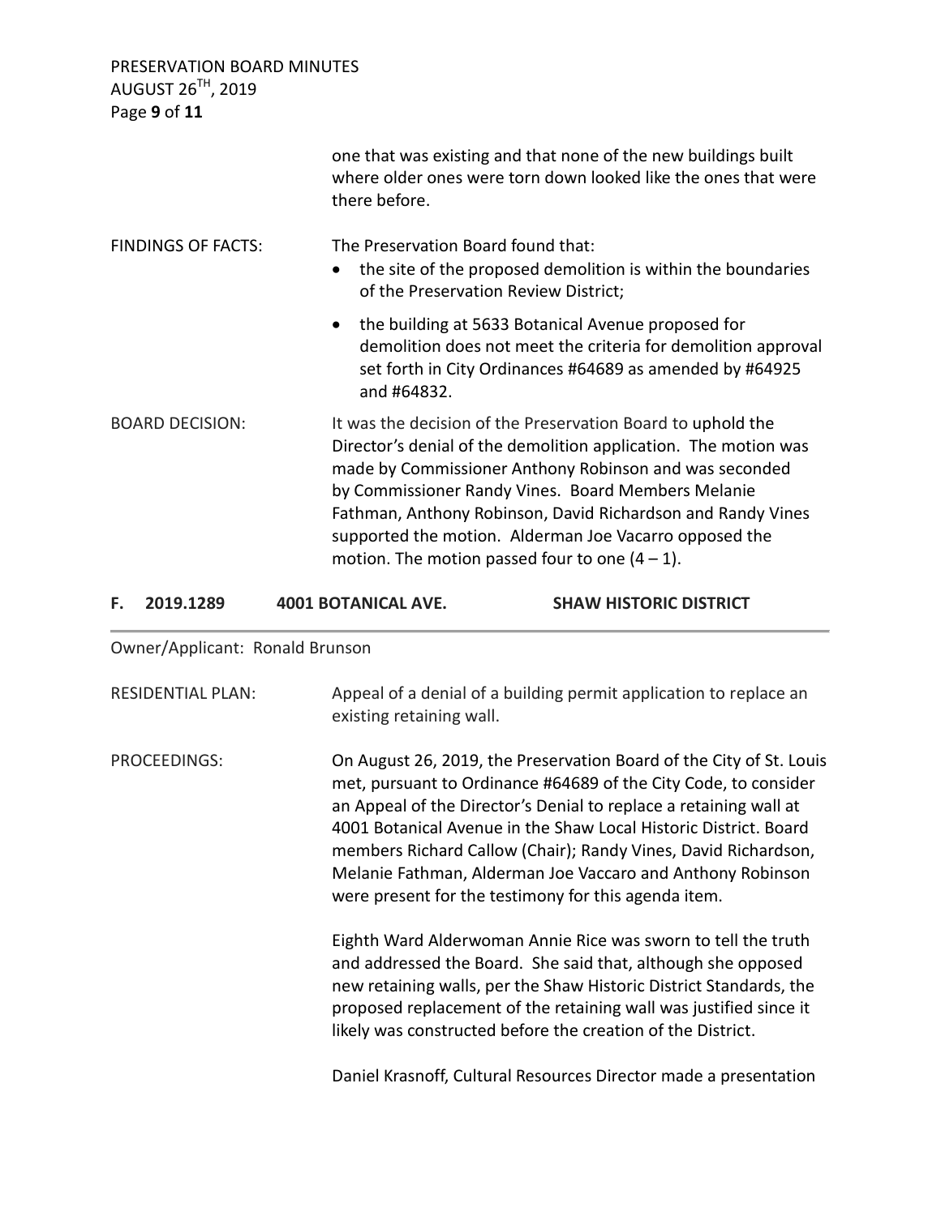one that was existing and that none of the new buildings built where older ones were torn down looked like the ones that were there before.

FINDINGS OF FACTS: The Preservation Board found that:

- the site of the proposed demolition is within the boundaries of the Preservation Review District;
- the building at 5633 Botanical Avenue proposed for demolition does not meet the criteria for demolition approval set forth in City Ordinances #64689 as amended by #64925 and #64832.

BOARD DECISION: It was the decision of the Preservation Board to uphold the Director's denial of the demolition application. The motion was made by Commissioner Anthony Robinson and was seconded by Commissioner Randy Vines. Board Members Melanie Fathman, Anthony Robinson, David Richardson and Randy Vines supported the motion. Alderman Joe Vacarro opposed the motion. The motion passed four to one (4 – 1).

## F. 2019.1289 4001 BOTANICAL AVE. SHAW HISTORIC DISTRICT

Owner/Applicant: Ronald Brunson

RESIDENTIAL PLAN: Appeal of a denial of a building permit application to replace an existing retaining wall.

PROCEEDINGS: On August 26, 2019, the Preservation Board of the City of St. Louis met, pursuant to Ordinance #64689 of the City Code, to consider an Appeal of the Director's Denial to replace a retaining wall at 4001 Botanical Avenue in the Shaw Local Historic District. Board members Richard Callow (Chair); Randy Vines, David Richardson, Melanie Fathman, Alderman Joe Vaccaro and Anthony Robinson were present for the testimony for this agenda item.

Eighth Ward Alderwoman Annie Rice was sworn to tell the truth and addressed the Board. She said that, although she opposed new retaining walls, per the Shaw Historic District Standards, the proposed replacement of the retaining wall was justified since it likely was constructed before the creation of the District.

Daniel Krasnoff, Cultural Resources Director made a presentation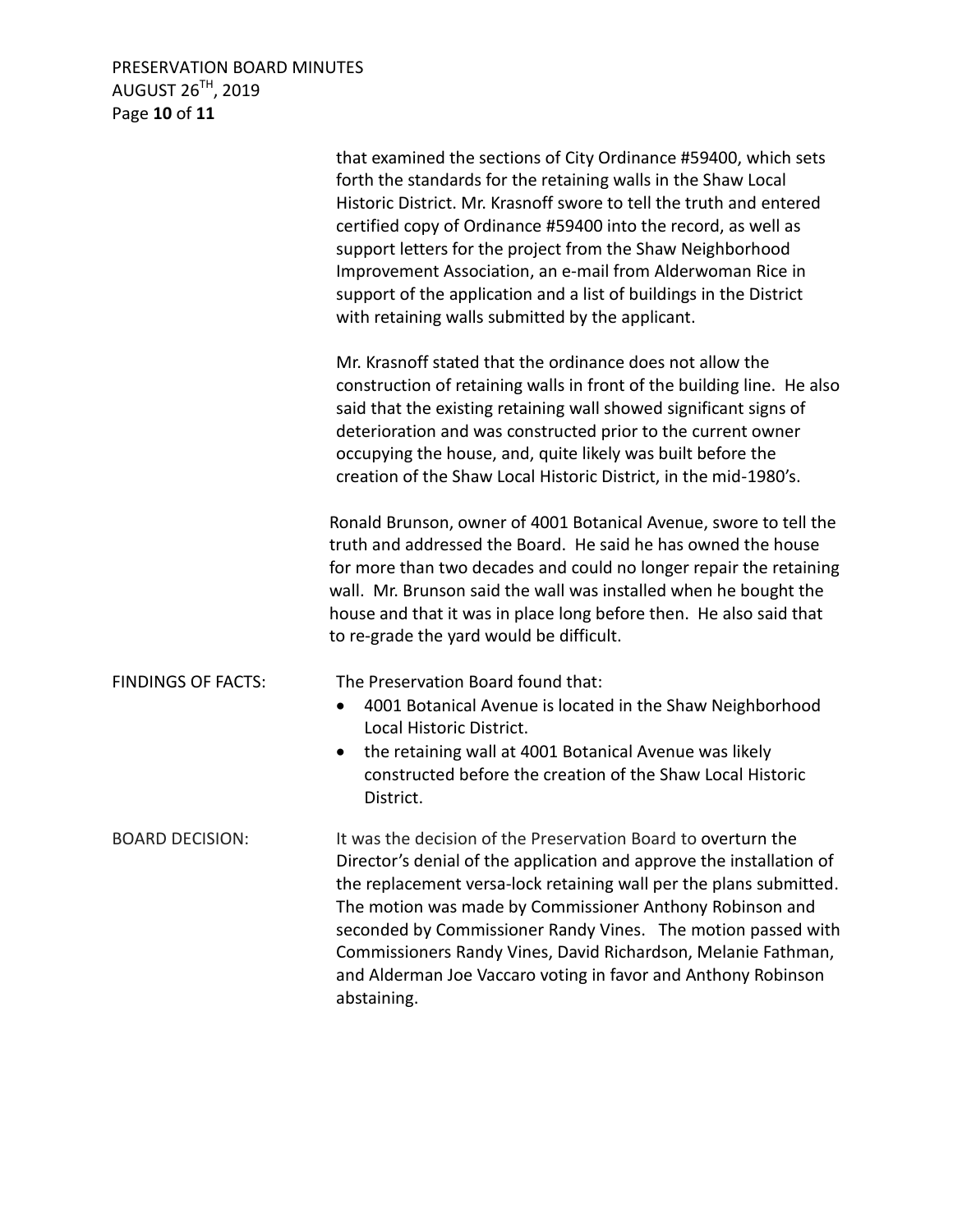that examined the sections of City Ordinance #59400, which sets forth the standards for the retaining walls in the Shaw Local Historic District. Mr. Krasnoff swore to tell the truth and entered certified copy of Ordinance #59400 into the record, as well as support letters for the project from the Shaw Neighborhood Improvement Association, an e-mail from Alderwoman Rice in support of the application and a list of buildings in the District with retaining walls submitted by the applicant.

Mr. Krasnoff stated that the ordinance does not allow the construction of retaining walls in front of the building line. He also said that the existing retaining wall showed significant signs of deterioration and was constructed prior to the current owner occupying the house, and, quite likely was built before the creation of the Shaw Local Historic District, in the mid-1980's.

Ronald Brunson, owner of 4001 Botanical Avenue, swore to tell the truth and addressed the Board. He said he has owned the house for more than two decades and could no longer repair the retaining wall. Mr. Brunson said the wall was installed when he bought the house and that it was in place long before then. He also said that to re-grade the yard would be difficult.

**FINDINGS OF FACTS:** The Preservation Board found that:

- 4001 Botanical Avenue is located in the Shaw Neighborhood Local Historic District.
- the retaining wall at 4001 Botanical Avenue was likely constructed before the creation of the Shaw Local Historic District.

**BOARD DECISION:** It was the decision of the Preservation Board to overturn the Director's denial of the application and approve the installation of the replacement versa-lock retaining wall per the plans submitted. The motion was made by Commissioner Anthony Robinson and seconded by Commissioner Randy Vines. The motion passed with Commissioners Randy Vines, David Richardson, Melanie Fathman, and Alderman Joe Vaccaro voting in favor and Anthony Robinson abstaining.